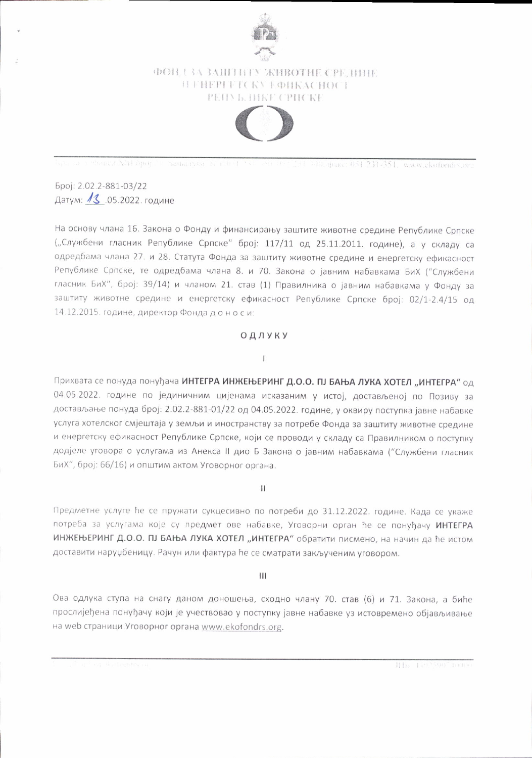ФОНД ЗА ЗАШТИТУ ЖИВОТНЕ СРЕДИНЕ И ЕНЕРГЕТСКУ ЕФИКАСНОСТ РЕПУБЛИКЕ СРПСКЕ

Број: 2.02.2-881-03/22
Датум: 13.05.2022. године

На основу члана 16. Закона о Фонду и финансирању заштите животне средине Републике Српске („Службени гласник Републике Српске" број: 117/11 од 25.11.2011. године), а у складу са одредбама члана 27. и 28. Статута Фонда за заштиту животне средине и енергетску ефикасност Републике Српске, те одредбама члана 8. и 70. Закона о јавним набавкама БиХ ("Службени гласник БиХ", број: 39/14) и чланом 21. став (1) Правилника о јавним набавкама у Фонду за заштиту животне средине и енергетску ефикасност Републике Српске број: 02/1-2.4/15 од 14.12.2015. године, директор Фонда д о н о с и:

## О Д Л У К У

I

Прихвата се понуда понуђача **ИНТЕГРА ИНЖЕЊЕРИНГ Д.О.О. ПЈ БАЊА ЛУКА ХОТЕЛ „ИНТЕГРА"** од 04.05.2022. године по јединичним цијенама исказаним у истој, достављеној по Позиву за достављање понуда број: 2.02.2-881-01/22 од 04.05.2022. године, у оквиру поступка јавне набавке услуга хотелског смјештаја у земљи и иностранству за потребе Фонда за заштиту животне средине и енергетску ефикасност Републике Српске, који се проводи у складу са Правилником о поступку додјеле уговора о услугама из Анекса II дио Б Закона о јавним набавкама ("Службени гласник БиХ", број: 66/16) и општим актом Уговорног органа.

II

Предметне услуге ће се пружати сукцесивно по потреби до 31.12.2022. године. Када се укаже потреба за услугама које су предмет ове набавке, Уговорни орган ће се понуђачу **ИНТЕГРА ИНЖЕЊЕРИНГ Д.О.О. ПЈ БАЊА ЛУКА ХОТЕЛ „ИНТЕГРА"** обратити писмено, на начин да ће истом доставити наруџбеницу. Рачун или фактура ће се сматрати закљученим уговором.

III

Ова одлука ступа на снагу даном доношења, сходно члану 70. став (6) и 71. Закона, а биће прослијеђена понуђачу који је учествовао у поступку јавне набавке уз истовремено објављивање на web страници Уговорног органа www.ekofondrs.org.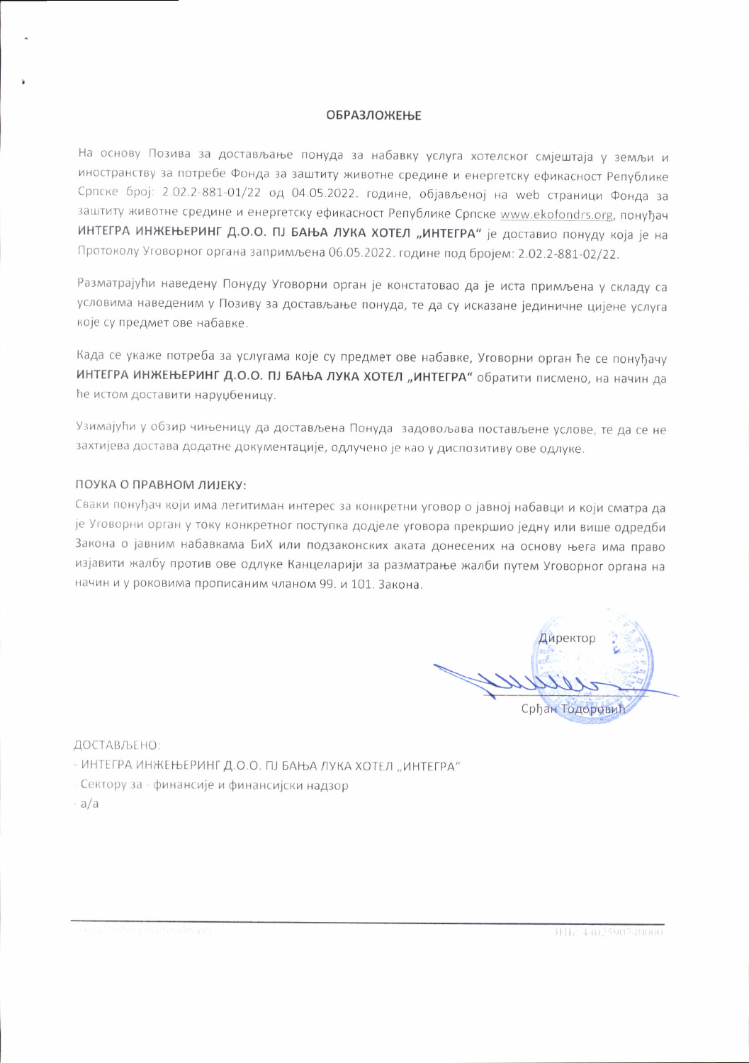## ОБРАЗЛОЖЕЊЕ

На основу Позива за достављање понуда за набавку услуга хотелског смјештаја у земљи и иностранству за потребе Фонда за заштиту животне средине и енергетску ефикасност Републике Српске број: 2.02.2-881-01/22 од 04.05.2022. године, објављеној на web страници Фонда за заштиту животне средине и енергетску ефикасност Републике Српске www.ekofondrs.org, понуђач **ИНТЕГРА ИНЖЕЊЕРИНГ Д.О.О. ПЈ БАЊА ЛУКА ХОТЕЛ „ИНТЕГРА"** је доставио понуду која је на Протоколу Уговорног органа запримљена 06.05.2022. године под бројем: 2.02.2-881-02/22.

Разматрајући наведену Понуду Уговорни орган је констатовао да је иста примљена у складу са условима наведеним у Позиву за достављање понуда, те да су исказане јединичне цијене услуга које су предмет ове набавке.

Када се укаже потреба за услугама које су предмет ове набавке, Уговорни орган ће се понуђачу **ИНТЕГРА ИНЖЕЊЕРИНГ Д.О.О. ПЈ БАЊА ЛУКА ХОТЕЛ „ИНТЕГРА"** обратити писмено, на начин да ће истом доставити наруџбеницу.

Узимајући у обзир чињеницу да достављена Понуда задовољава постављене услове, те да се не захтијева достава додатне документације, одлучено је као у диспозитиву ове одлуке.

**ПОУКА О ПРАВНОМ ЛИЈЕКУ:**

Сваки понуђач који има легитиман интерес за конкретни уговор о јавној набавци и који сматра да је Уговорни орган у току конкретног поступка додјеле уговора прекршио једну или више одредби Закона о јавним набавкама БиХ или подзаконских аката донесених на основу њега има право изјавити жалбу против ове одлуке Канцеларији за разматрање жалби путем Уговорног органа на начин и у роковима прописаним чланом 99. и 101. Закона.

Директор

Срђан Тодоровић

ДОСТАВЉЕНО:
- ИНТЕГРА ИНЖЕЊЕРИНГ Д.О.О. ПЈ БАЊА ЛУКА ХОТЕЛ „ИНТЕГРА"
- Сектору за - финансије и финансијски надзор
- а/а